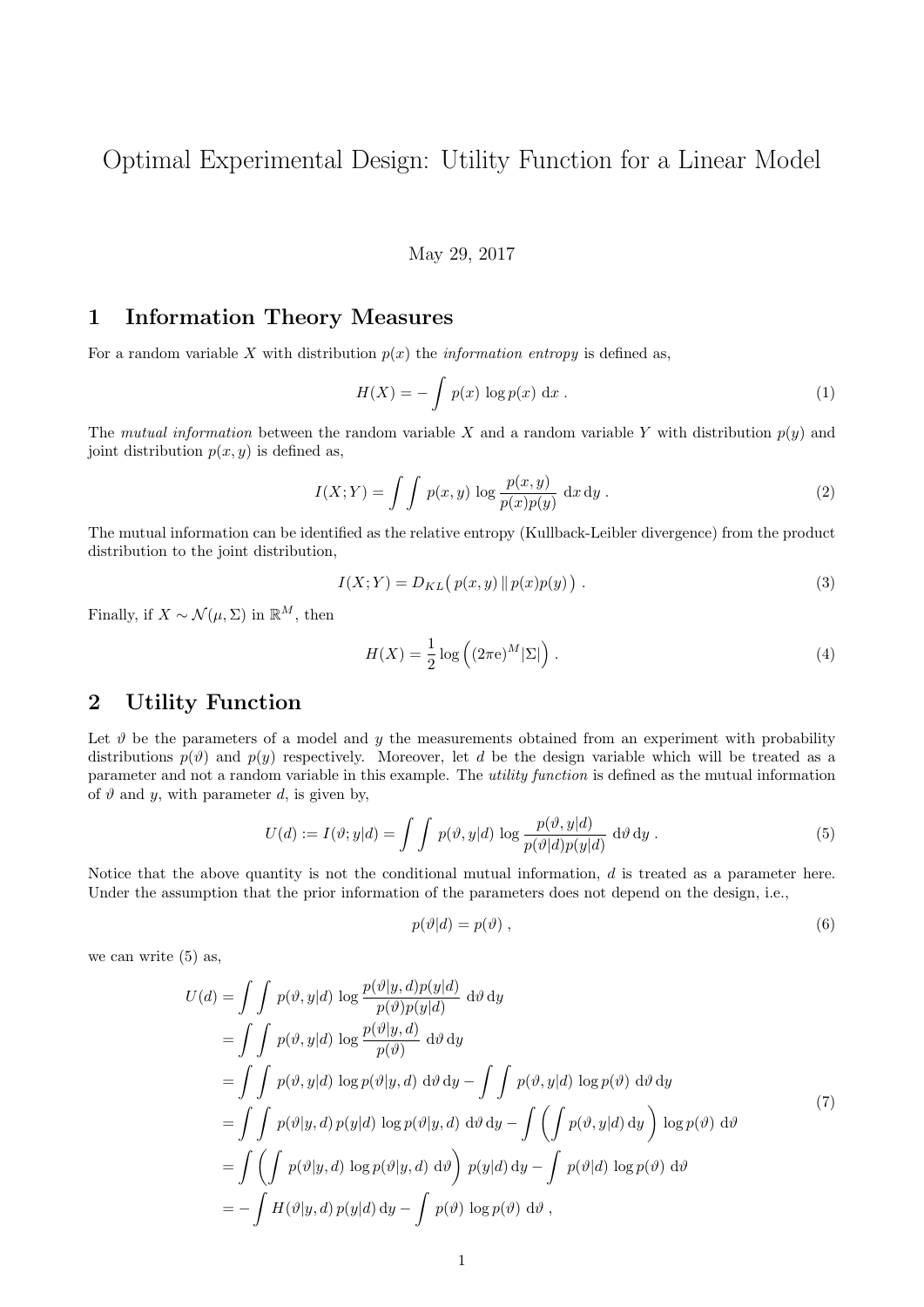# Optimal Experimental Design: Utility Function for a Linear Model

May 29, 2017

## 1 Information Theory Measures

For a random variable $X$ with distribution $p(x)$ the *information entropy* is defined as,

$$H(X) = -\int p(x)\, \log p(x)\, \mathrm{d}x \,. \tag{1}$$

The *mutual information* between the random variable $X$ and a random variable $Y$ with distribution $p(y)$ and joint distribution $p(x, y)$ is defined as,

$$I(X;Y) = \int\int p(x,y)\, \log \frac{p(x,y)}{p(x)p(y)}\, \mathrm{d}x\, \mathrm{d}y \,. \tag{2}$$

The mutual information can be identified as the relative entropy (Kullback-Leibler divergence) from the product distribution to the joint distribution,

$$I(X;Y) = D_{KL}\big(\, p(x,y) \,\|\, p(x)p(y)\,\big) \,. \tag{3}$$

Finally, if $X \sim \mathcal{N}(\mu, \Sigma)$ in $\mathbb{R}^M$, then

$$H(X) = \frac{1}{2} \log \Big( (2\pi \mathrm{e})^M |\Sigma| \Big) \,. \tag{4}$$

## 2 Utility Function

Let $\vartheta$ be the parameters of a model and $y$ the measurements obtained from an experiment with probability distributions $p(\vartheta)$ and $p(y)$ respectively. Moreover, let $d$ be the design variable which will be treated as a parameter and not a random variable in this example. The *utility function* is defined as the mutual information of $\vartheta$ and $y$, with parameter $d$, is given by,

$$U(d) := I(\vartheta; y|d) = \int\int p(\vartheta, y|d)\, \log \frac{p(\vartheta, y|d)}{p(\vartheta|d)p(y|d)}\, \mathrm{d}\vartheta\, \mathrm{d}y \,. \tag{5}$$

Notice that the above quantity is not the conditional mutual information, $d$ is treated as a parameter here. Under the assumption that the prior information of the parameters does not depend on the design, i.e.,

$$p(\vartheta|d) = p(\vartheta) \,, \tag{6}$$

we can write (5) as,

$$
\begin{aligned}
U(d) &= \int\int p(\vartheta, y|d)\, \log \frac{p(\vartheta|y,d)p(y|d)}{p(\vartheta)p(y|d)}\, \mathrm{d}\vartheta\, \mathrm{d}y \\
&= \int\int p(\vartheta, y|d)\, \log \frac{p(\vartheta|y,d)}{p(\vartheta)}\, \mathrm{d}\vartheta\, \mathrm{d}y \\
&= \int\int p(\vartheta, y|d)\, \log p(\vartheta|y,d)\, \mathrm{d}\vartheta\, \mathrm{d}y - \int\int p(\vartheta, y|d)\, \log p(\vartheta)\, \mathrm{d}\vartheta\, \mathrm{d}y \\
&= \int\int p(\vartheta|y,d)\, p(y|d)\, \log p(\vartheta|y,d)\, \mathrm{d}\vartheta\, \mathrm{d}y - \int \left( \int p(\vartheta, y|d)\, \mathrm{d}y \right) \log p(\vartheta)\, \mathrm{d}\vartheta \\
&= \int \left( \int p(\vartheta|y,d)\, \log p(\vartheta|y,d)\, \mathrm{d}\vartheta \right) p(y|d)\, \mathrm{d}y - \int p(\vartheta|d)\, \log p(\vartheta)\, \mathrm{d}\vartheta \\
&= -\int H(\vartheta|y,d)\, p(y|d)\, \mathrm{d}y - \int p(\vartheta)\, \log p(\vartheta)\, \mathrm{d}\vartheta \,,
\end{aligned} \tag{7}
$$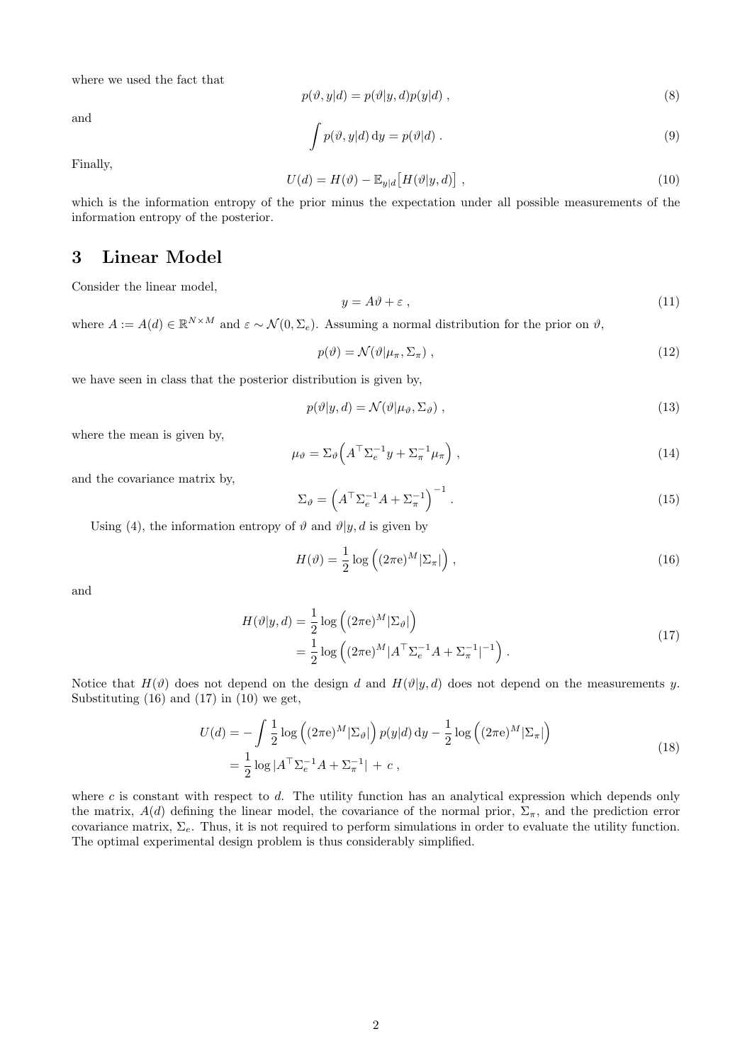where we used the fact that

$$p(\vartheta, y|d) = p(\vartheta|y, d)p(y|d) , \tag{8}$$

and

$$\int p(\vartheta, y|d) \,\mathrm{d}y = p(\vartheta|d) . \tag{9}$$

Finally,

$$U(d) = H(\vartheta) - \mathbb{E}_{y|d}\big[H(\vartheta|y, d)\big] , \tag{10}$$

which is the information entropy of the prior minus the expectation under all possible measurements of the information entropy of the posterior.

## 3 Linear Model

Consider the linear model,

$$y = A\vartheta + \varepsilon , \tag{11}$$

where $A := A(d) \in \mathbb{R}^{N\times M}$ and $\varepsilon \sim \mathcal{N}(0, \Sigma_e)$. Assuming a normal distribution for the prior on $\vartheta$,

$$p(\vartheta) = \mathcal{N}(\vartheta|\mu_\pi, \Sigma_\pi) , \tag{12}$$

we have seen in class that the posterior distribution is given by,

$$p(\vartheta|y, d) = \mathcal{N}(\vartheta|\mu_\vartheta, \Sigma_\vartheta) , \tag{13}$$

where the mean is given by,

$$\mu_\vartheta = \Sigma_\vartheta\Big(A^\top\Sigma_e^{-1}y + \Sigma_\pi^{-1}\mu_\pi\Big) , \tag{14}$$

and the covariance matrix by,

$$\Sigma_\vartheta = \Big(A^\top\Sigma_e^{-1}A + \Sigma_\pi^{-1}\Big)^{-1} . \tag{15}$$

Using (4), the information entropy of $\vartheta$ and $\vartheta|y, d$ is given by

$$H(\vartheta) = \frac{1}{2}\log\Big((2\pi\mathrm{e})^M|\Sigma_\pi|\Big) , \tag{16}$$

and

$$\begin{aligned} H(\vartheta|y, d) &= \frac{1}{2}\log\Big((2\pi\mathrm{e})^M|\Sigma_\vartheta|\Big) \\ &= \frac{1}{2}\log\Big((2\pi\mathrm{e})^M|A^\top\Sigma_e^{-1}A + \Sigma_\pi^{-1}|^{-1}\Big) . \end{aligned} \tag{17}$$

Notice that $H(\vartheta)$ does not depend on the design $d$ and $H(\vartheta|y, d)$ does not depend on the measurements $y$. Substituting (16) and (17) in (10) we get,

$$\begin{aligned} U(d) &= -\int \frac{1}{2}\log\Big((2\pi\mathrm{e})^M|\Sigma_\vartheta|\Big)\, p(y|d) \,\mathrm{d}y - \frac{1}{2}\log\Big((2\pi\mathrm{e})^M|\Sigma_\pi|\Big) \\ &= \frac{1}{2}\log|A^\top\Sigma_e^{-1}A + \Sigma_\pi^{-1}| \,+\, c , \end{aligned} \tag{18}$$

where $c$ is constant with respect to $d$. The utility function has an analytical expression which depends only the matrix, $A(d)$ defining the linear model, the covariance of the normal prior, $\Sigma_\pi$, and the prediction error covariance matrix, $\Sigma_e$. Thus, it is not required to perform simulations in order to evaluate the utility function. The optimal experimental design problem is thus considerably simplified.